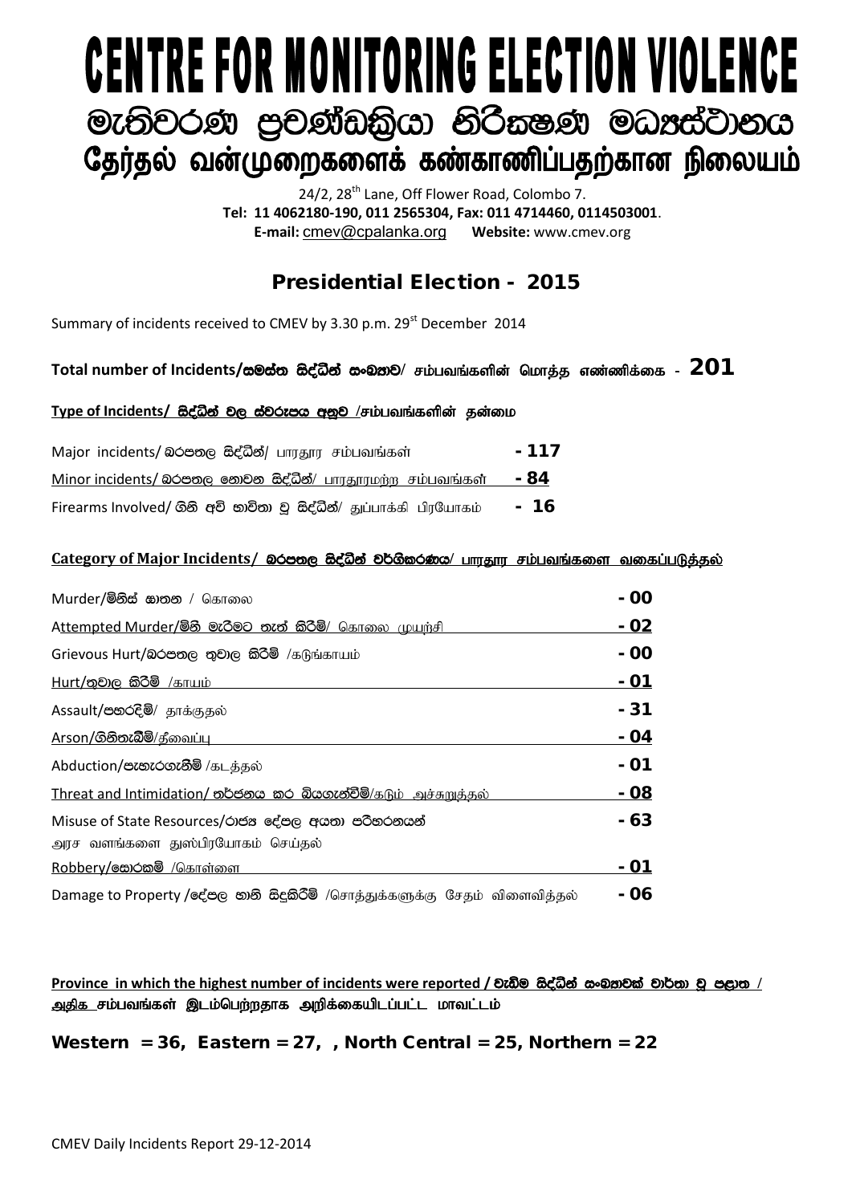# CENTRE FOR MONITORING ELECTION VIOLENCE

# මැතිවරණ ප්‍රචණ්ඩක්‍රියා නිරීක්ෂණ මධ්‍යස්ථානය

# தேர்தல் வன்முறைகளைக் கண்காணிப்பதற்கான நிலையம்

24/2, 28th Lane, Off Flower Road, Colombo 7.
**Tel: 11 4062180-190, 011 2565304, Fax: 011 4714460, 0114503001**.
**E-mail:** cmev@cpalanka.org **Website:** www.cmev.org

## Presidential Election - 2015

Summary of incidents received to CMEV by 3.30 p.m. 29st December 2014

**Total number of Incidents/සමස්ත සිද්ධීන් සංඛ්‍යාව/ சம்பவங்களின் மொத்த எண்ணிக்கை - 201**

**Type of Incidents/ සිද්ධීන් වල ස්වරූපය අනුව /சம்பவங்களின் தன்மை**

| | |
|---|---|
| Major incidents/ බරපතල සිද්ධීන්/ பாரதூர சம்பவங்கள் | **- 117** |
| Minor incidents/ බරපතල නොවන සිද්ධීන්/ பாரதூரமற்ற சம்பவங்கள் | **- 84** |
| Firearms Involved/ ගිනි අවි භාවිතා වූ සිද්ධීන්/ துப்பாக்கி பிரயோகம் | **- 16** |

**Category of Major Incidents/ බරපතල සිද්ධීන් වර්ගීකරණය/ பாரதூர சம்பவங்களை வகைப்படுத்தல்**

| | |
|---|---|
| Murder/මිනිස් ඝාතන / கொலை | **- 00** |
| Attempted Murder/මිනී මැරීමට තැත් කිරීම්/ கொலை முயற்சி | **- 02** |
| Grievous Hurt/බරපතල තුවාල කිරීම් /கடுங்காயம் | **- 00** |
| Hurt/තුවාල කිරීම් /காயம் | **- 01** |
| Assault/පහරදීම්/ தாக்குதல் | **- 31** |
| Arson/ගිනිතැබීම්/தீவைப்பு | **- 04** |
| Abduction/පැහැරගැනීම් /கடத்தல் | **- 01** |
| Threat and Intimidation/ තර්ජනය කර බියගැන්වීම්/கடும் அச்சுறுத்தல் | **- 08** |
| Misuse of State Resources/රාජ්‍ය දේපල අයතා පරිහරණයන් அரச வளங்களை துஸ்பிரயோகம் செய்தல் | **- 63** |
| Robbery/සොරකම් /கொள்ளை | **- 01** |
| Damage to Property /දේපල හානි සිදුකිරීම් /சொத்துக்களுக்கு சேதம் விளைவித்தல் | **- 06** |

**Province in which the highest number of incidents were reported / වැඩිම සිද්ධීන් සංඛ්‍යාවක් වාර්තා වූ පළාත / அதிக சம்பவங்கள் இடம்பெற்றதாக அறிக்கையிடப்பட்ட மாவட்டம்**

**Western = 36, Eastern = 27, , North Central = 25, Northern = 22**

CMEV Daily Incidents Report 29-12-2014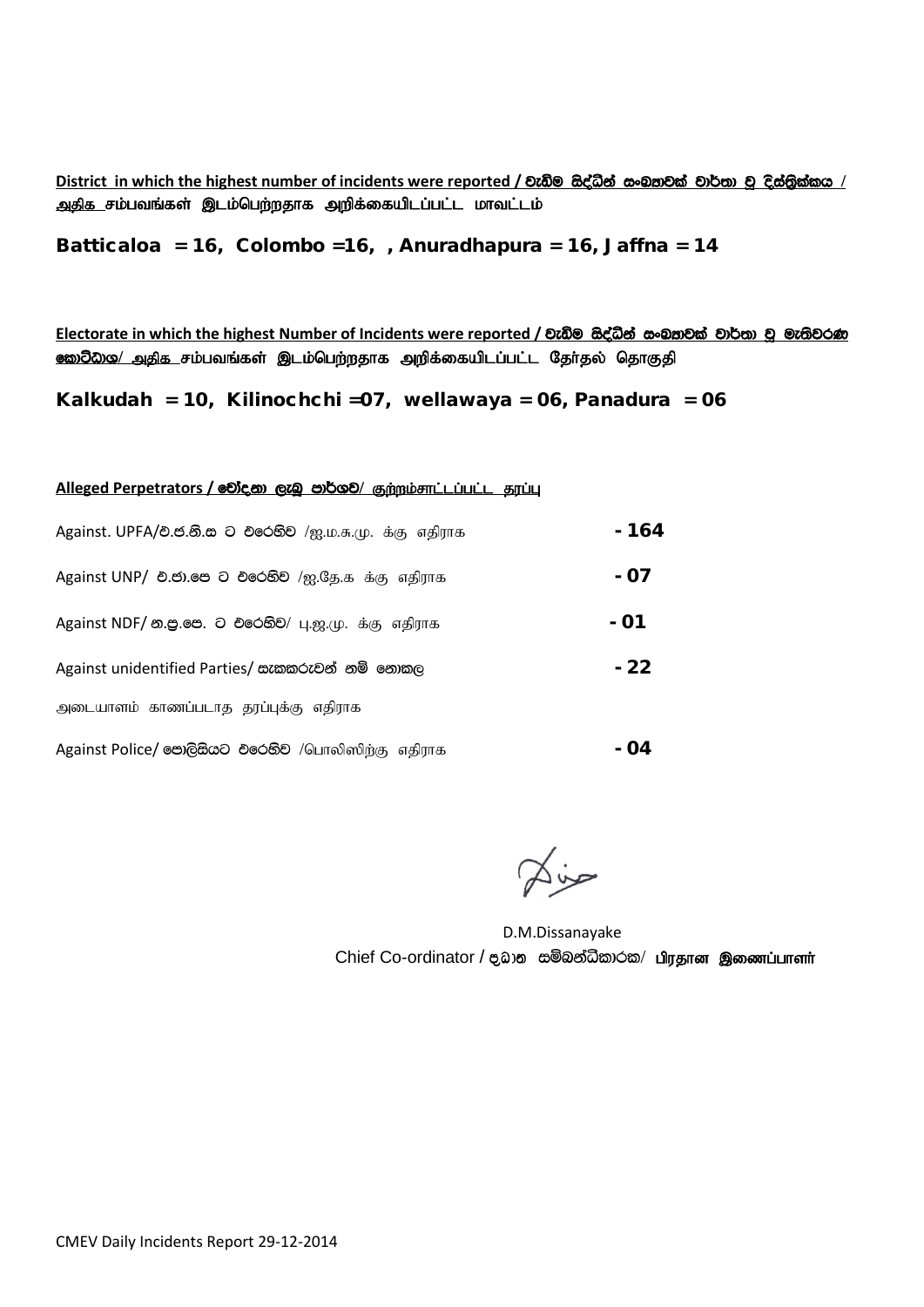**District in which the highest number of incidents were reported / වැඩිම සිද්ධීන් සංඛ්‍යාවක් වාර්තා වූ දිස්ත්‍රික්කය / அதிக சம்பவங்கள் இடம்பெற்றதாக அறிக்கையிடப்பட்ட மாவட்டம்**

**Batticaloa = 16, Colombo =16, , Anuradhapura = 16, Jaffna = 14**

**Electorate in which the highest Number of Incidents were reported / වැඩිම සිද්ධීන් සංඛ්‍යාවක් වාර්තා වූ මැතිවරණ කොට්ඨාශ/ அதிக சம்பவங்கள் இடம்பெற்றதாக அறிக்கையிடப்பட்ட தேர்தல் தொகுதி**

**Kalkudah = 10, Kilinochchi =07, wellawaya = 06, Panadura = 06**

**Alleged Perpetrators / චෝදනා ලැබූ පාර්ශව/ குற்றம்சாட்டப்பட்ட தரப்பு**

| | |
|---|---|
| Against. UPFA/එ.ජ.නි.ස ට එරෙහිව /ஐ.ம.சு.மு. க்கு எதிராக | **- 164** |
| Against UNP/ එ.ජා.පෙ ට එරෙහිව /ஐ.தே.க க்கு எதிராக | **- 07** |
| Against NDF/ න.ප්‍ර.පෙ. ට එරෙහිව/ பு.ஜ.மு. க்கு எதிராக | **- 01** |
| Against unidentified Parties/ සැකකරුවන් නම් නොකල அடையாளம் காணப்படாத தரப்புக்கு எதிராக | **- 22** |
| Against Police/ පොලිසියට එරෙහිව /பொலிஸிற்கு எதிராக | **- 04** |

D.M.Dissanayake
Chief Co-ordinator / ප්‍රධාන සම්බන්ධීකාරක/ பிரதான இணைப்பாளர்

CMEV Daily Incidents Report 29-12-2014